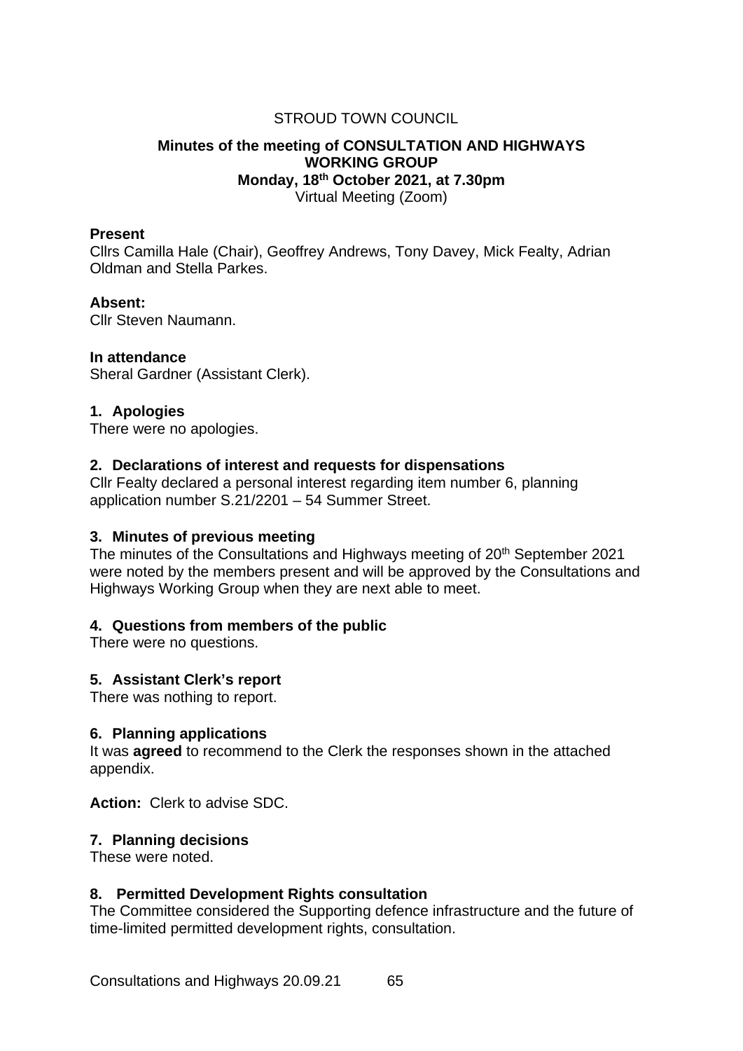STROUD TOWN COUNCIL

**Minutes of the meeting of CONSULTATION AND HIGHWAYS WORKING GROUP**
**Monday, 18th October 2021, at 7.30pm**
Virtual Meeting (Zoom)

**Present**
Cllrs Camilla Hale (Chair), Geoffrey Andrews, Tony Davey, Mick Fealty, Adrian Oldman and Stella Parkes.

**Absent:**
Cllr Steven Naumann.

**In attendance**
Sheral Gardner (Assistant Clerk).

### 1. Apologies

There were no apologies.

### 2. Declarations of interest and requests for dispensations

Cllr Fealty declared a personal interest regarding item number 6, planning application number S.21/2201 – 54 Summer Street.

### 3. Minutes of previous meeting

The minutes of the Consultations and Highways meeting of 20th September 2021 were noted by the members present and will be approved by the Consultations and Highways Working Group when they are next able to meet.

### 4. Questions from members of the public

There were no questions.

### 5. Assistant Clerk's report

There was nothing to report.

### 6. Planning applications

It was **agreed** to recommend to the Clerk the responses shown in the attached appendix.

**Action:** Clerk to advise SDC.

### 7. Planning decisions

These were noted.

### 8. Permitted Development Rights consultation

The Committee considered the Supporting defence infrastructure and the future of time-limited permitted development rights, consultation.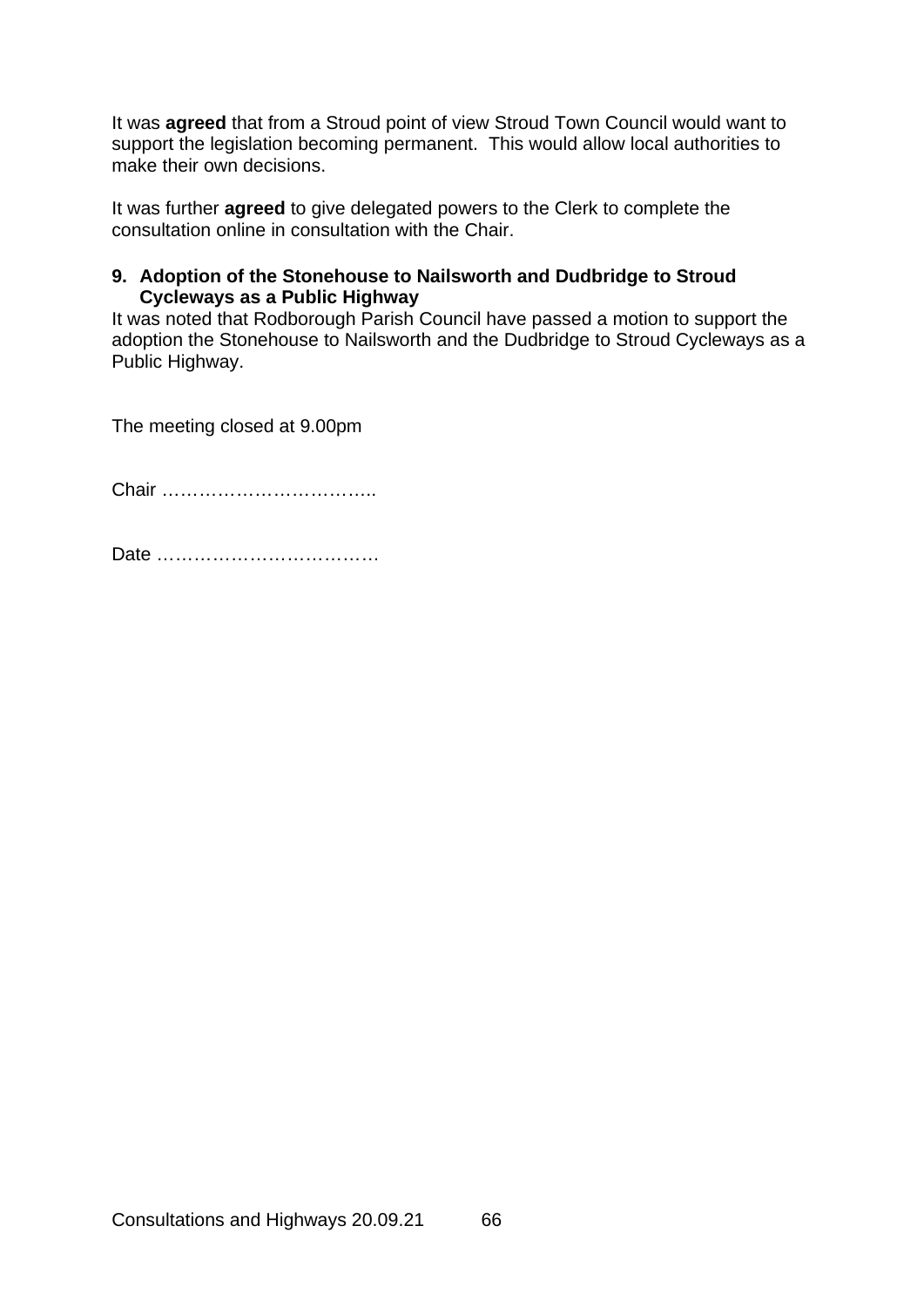It was **agreed** that from a Stroud point of view Stroud Town Council would want to support the legislation becoming permanent. This would allow local authorities to make their own decisions.

It was further **agreed** to give delegated powers to the Clerk to complete the consultation online in consultation with the Chair.

**9. Adoption of the Stonehouse to Nailsworth and Dudbridge to Stroud Cycleways as a Public Highway**

It was noted that Rodborough Parish Council have passed a motion to support the adoption the Stonehouse to Nailsworth and the Dudbridge to Stroud Cycleways as a Public Highway.

The meeting closed at 9.00pm

Chair ……………………………..

Date ………………………………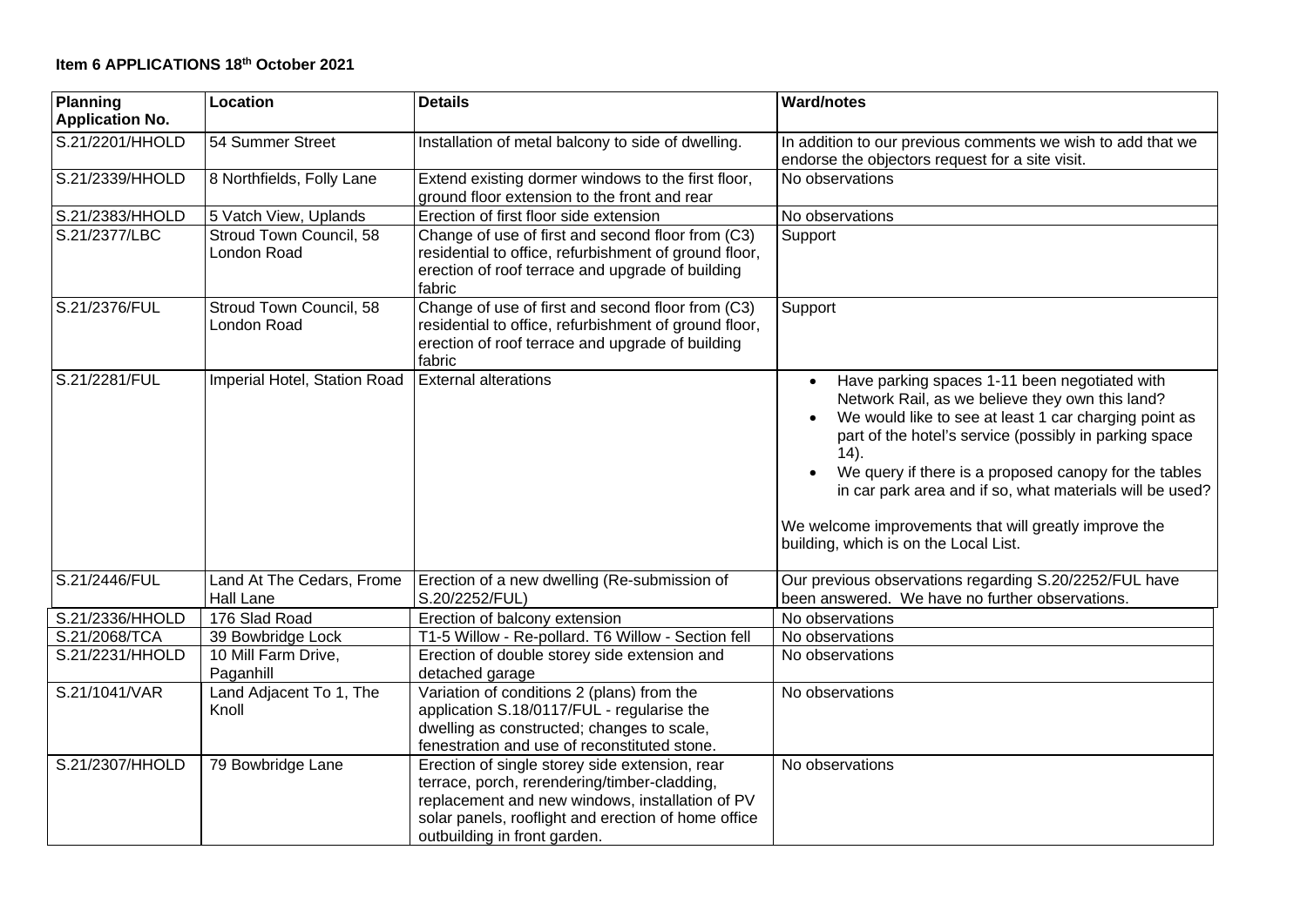**Item 6 APPLICATIONS 18th October 2021**

| Planning Application No. | Location | Details | Ward/notes |
|---|---|---|---|
| S.21/2201/HHOLD | 54 Summer Street | Installation of metal balcony to side of dwelling. | In addition to our previous comments we wish to add that we endorse the objectors request for a site visit. |
| S.21/2339/HHOLD | 8 Northfields, Folly Lane | Extend existing dormer windows to the first floor, ground floor extension to the front and rear | No observations |
| S.21/2383/HHOLD | 5 Vatch View, Uplands | Erection of first floor side extension | No observations |
| S.21/2377/LBC | Stroud Town Council, 58 London Road | Change of use of first and second floor from (C3) residential to office, refurbishment of ground floor, erection of roof terrace and upgrade of building fabric | Support |
| S.21/2376/FUL | Stroud Town Council, 58 London Road | Change of use of first and second floor from (C3) residential to office, refurbishment of ground floor, erection of roof terrace and upgrade of building fabric | Support |
| S.21/2281/FUL | Imperial Hotel, Station Road | External alterations | • Have parking spaces 1-11 been negotiated with Network Rail, as we believe they own this land?<br>• We would like to see at least 1 car charging point as part of the hotel's service (possibly in parking space 14).<br>• We query if there is a proposed canopy for the tables in car park area and if so, what materials will be used?<br><br>We welcome improvements that will greatly improve the building, which is on the Local List. |
| S.21/2446/FUL | Land At The Cedars, Frome Hall Lane | Erection of a new dwelling (Re-submission of S.20/2252/FUL) | Our previous observations regarding S.20/2252/FUL have been answered. We have no further observations. |
| S.21/2336/HHOLD | 176 Slad Road | Erection of balcony extension | No observations |
| S.21/2068/TCA | 39 Bowbridge Lock | T1-5 Willow - Re-pollard. T6 Willow - Section fell | No observations |
| S.21/2231/HHOLD | 10 Mill Farm Drive, Paganhill | Erection of double storey side extension and detached garage | No observations |
| S.21/1041/VAR | Land Adjacent To 1, The Knoll | Variation of conditions 2 (plans) from the application S.18/0117/FUL - regularise the dwelling as constructed; changes to scale, fenestration and use of reconstituted stone. | No observations |
| S.21/2307/HHOLD | 79 Bowbridge Lane | Erection of single storey side extension, rear terrace, porch, rerendering/timber-cladding, replacement and new windows, installation of PV solar panels, rooflight and erection of home office outbuilding in front garden. | No observations |